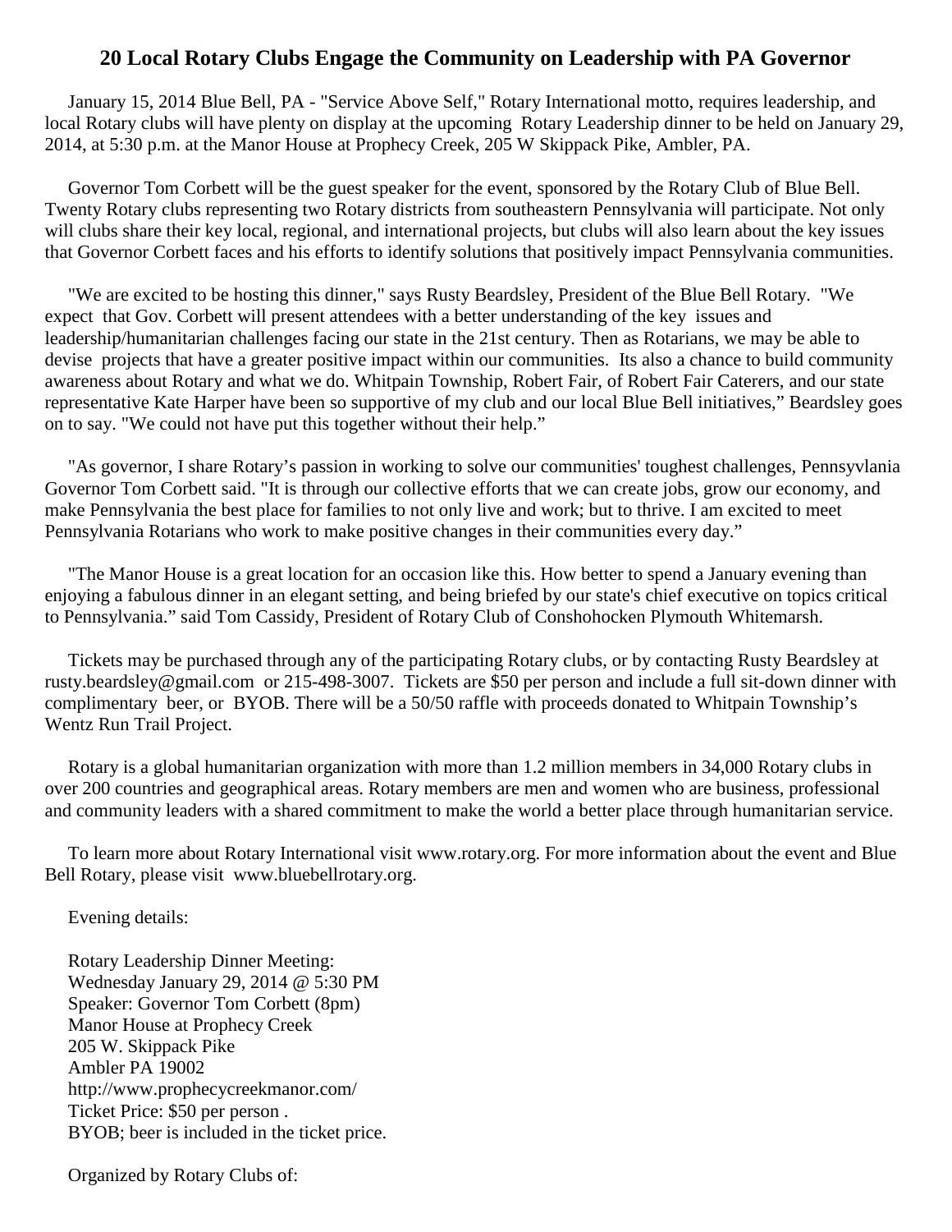# 20 Local Rotary Clubs Engage the Community on Leadership with PA Governor

January 15, 2014 Blue Bell, PA - "Service Above Self," Rotary International motto, requires leadership, and local Rotary clubs will have plenty on display at the upcoming Rotary Leadership dinner to be held on January 29, 2014, at 5:30 p.m. at the Manor House at Prophecy Creek, 205 W Skippack Pike, Ambler, PA.

Governor Tom Corbett will be the guest speaker for the event, sponsored by the Rotary Club of Blue Bell. Twenty Rotary clubs representing two Rotary districts from southeastern Pennsylvania will participate. Not only will clubs share their key local, regional, and international projects, but clubs will also learn about the key issues that Governor Corbett faces and his efforts to identify solutions that positively impact Pennsylvania communities.

"We are excited to be hosting this dinner," says Rusty Beardsley, President of the Blue Bell Rotary. "We expect that Gov. Corbett will present attendees with a better understanding of the key issues and leadership/humanitarian challenges facing our state in the 21st century. Then as Rotarians, we may be able to devise projects that have a greater positive impact within our communities. Its also a chance to build community awareness about Rotary and what we do. Whitpain Township, Robert Fair, of Robert Fair Caterers, and our state representative Kate Harper have been so supportive of my club and our local Blue Bell initiatives," Beardsley goes on to say. "We could not have put this together without their help."

"As governor, I share Rotary's passion in working to solve our communities' toughest challenges, Pennsyvlania Governor Tom Corbett said. "It is through our collective efforts that we can create jobs, grow our economy, and make Pennsylvania the best place for families to not only live and work; but to thrive. I am excited to meet Pennsylvania Rotarians who work to make positive changes in their communities every day."

"The Manor House is a great location for an occasion like this. How better to spend a January evening than enjoying a fabulous dinner in an elegant setting, and being briefed by our state's chief executive on topics critical to Pennsylvania." said Tom Cassidy, President of Rotary Club of Conshohocken Plymouth Whitemarsh.

Tickets may be purchased through any of the participating Rotary clubs, or by contacting Rusty Beardsley at rusty.beardsley@gmail.com or 215-498-3007. Tickets are $50 per person and include a full sit-down dinner with complimentary beer, or BYOB. There will be a 50/50 raffle with proceeds donated to Whitpain Township's Wentz Run Trail Project.

Rotary is a global humanitarian organization with more than 1.2 million members in 34,000 Rotary clubs in over 200 countries and geographical areas. Rotary members are men and women who are business, professional and community leaders with a shared commitment to make the world a better place through humanitarian service.

To learn more about Rotary International visit www.rotary.org. For more information about the event and Blue Bell Rotary, please visit www.bluebellrotary.org.

Evening details:

Rotary Leadership Dinner Meeting:
Wednesday January 29, 2014 @ 5:30 PM
Speaker: Governor Tom Corbett (8pm)
Manor House at Prophecy Creek
205 W. Skippack Pike
Ambler PA 19002
http://www.prophecycreekmanor.com/
Ticket Price: $50 per person .
BYOB; beer is included in the ticket price.

Organized by Rotary Clubs of: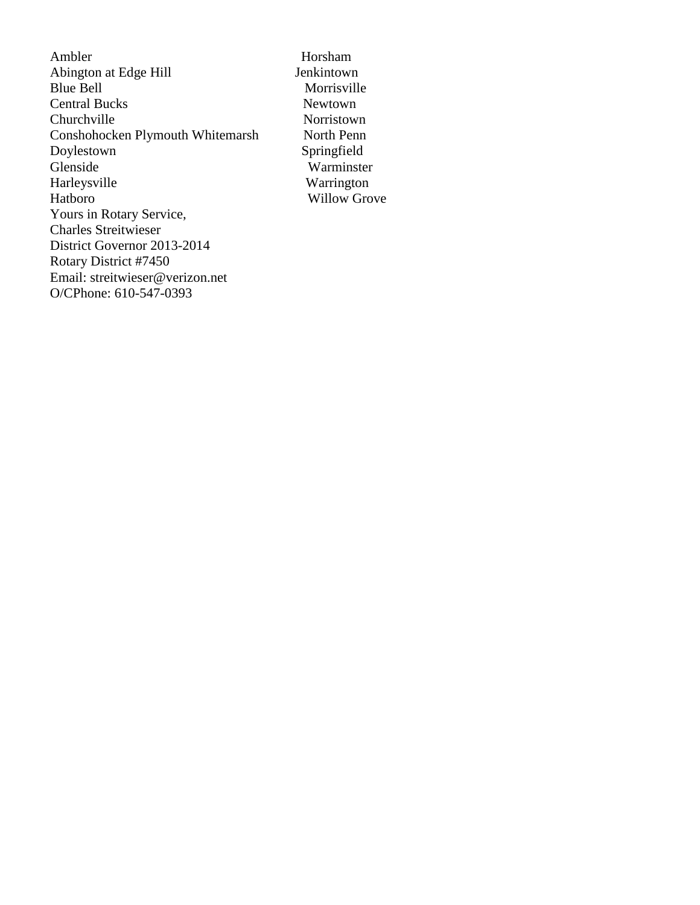Ambler
Abington at Edge Hill
Blue Bell
Central Bucks
Churchville
Conshohocken Plymouth Whitemarsh
Doylestown
Glenside
Harleysville
Hatboro
Horsham
Jenkintown
Morrisville
Newtown
Norristown
North Penn
Springfield
Warminster
Warrington
Willow Grove

Yours in Rotary Service,
Charles Streitwieser
District Governor 2013-2014
Rotary District #7450
Email: streitwieser@verizon.net
O/CPhone: 610-547-0393